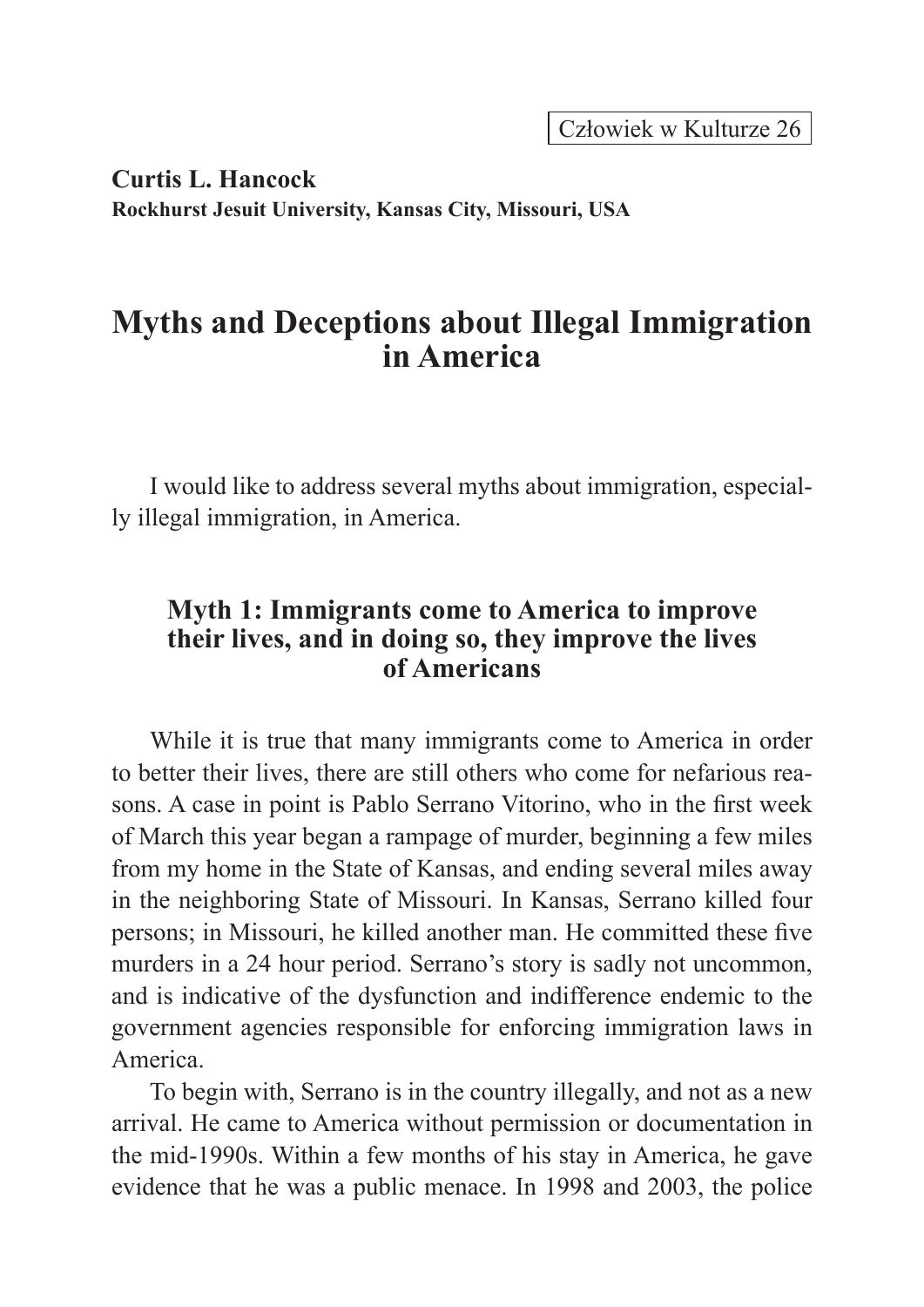Curtis L. Hancock
Rockhurst Jesuit University, Kansas City, Missouri, USA

# Myths and Deceptions about Illegal Immigration in America

I would like to address several myths about immigration, especially illegal immigration, in America.

## Myth 1: Immigrants come to America to improve their lives, and in doing so, they improve the lives of Americans

While it is true that many immigrants come to America in order to better their lives, there are still others who come for nefarious reasons. A case in point is Pablo Serrano Vitorino, who in the first week of March this year began a rampage of murder, beginning a few miles from my home in the State of Kansas, and ending several miles away in the neighboring State of Missouri. In Kansas, Serrano killed four persons; in Missouri, he killed another man. He committed these five murders in a 24 hour period. Serrano's story is sadly not uncommon, and is indicative of the dysfunction and indifference endemic to the government agencies responsible for enforcing immigration laws in America.

To begin with, Serrano is in the country illegally, and not as a new arrival. He came to America without permission or documentation in the mid-1990s. Within a few months of his stay in America, he gave evidence that he was a public menace. In 1998 and 2003, the police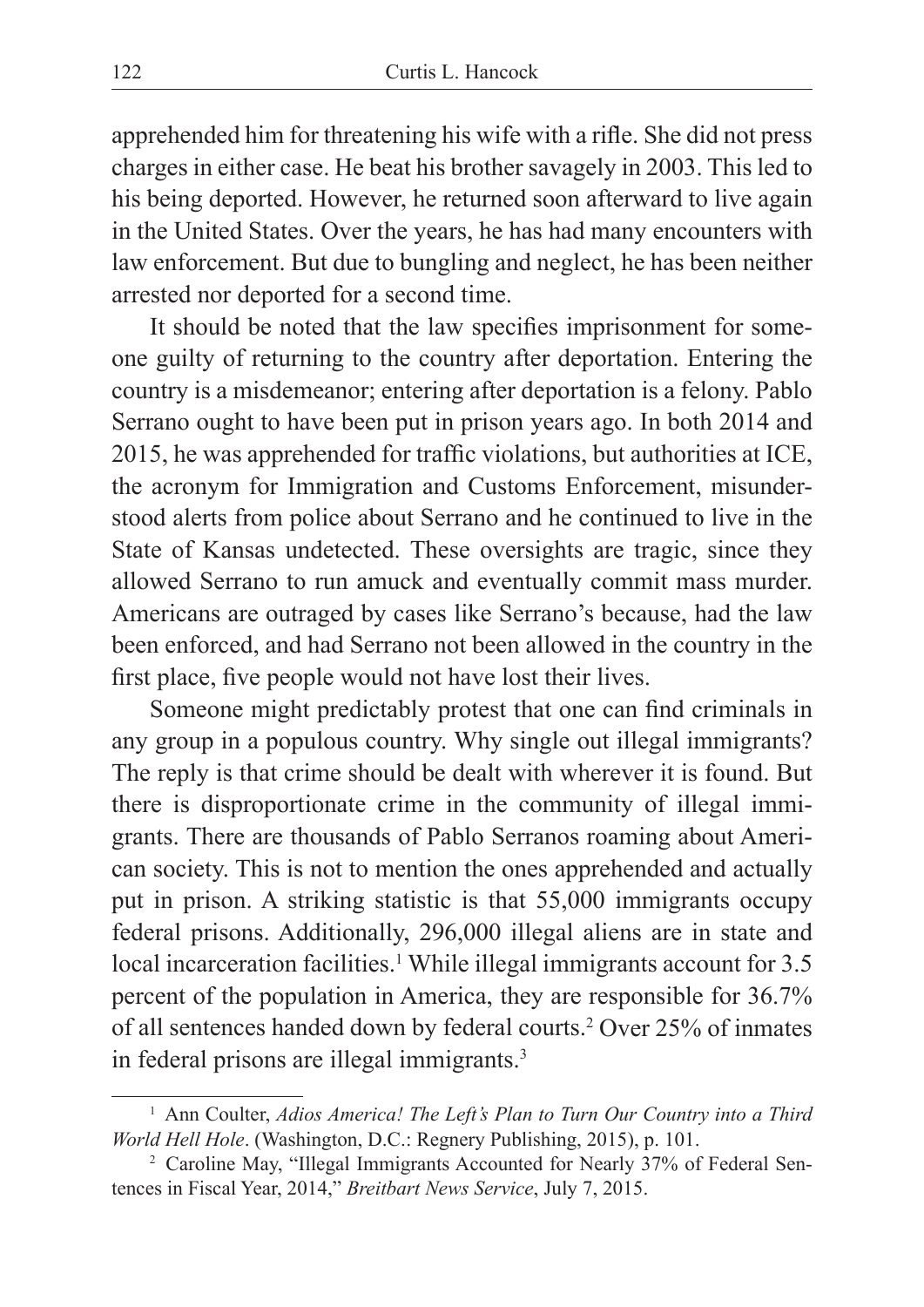apprehended him for threatening his wife with a rifle. She did not press charges in either case. He beat his brother savagely in 2003. This led to his being deported. However, he returned soon afterward to live again in the United States. Over the years, he has had many encounters with law enforcement. But due to bungling and neglect, he has been neither arrested nor deported for a second time.

It should be noted that the law specifies imprisonment for someone guilty of returning to the country after deportation. Entering the country is a misdemeanor; entering after deportation is a felony. Pablo Serrano ought to have been put in prison years ago. In both 2014 and 2015, he was apprehended for traffic violations, but authorities at ICE, the acronym for Immigration and Customs Enforcement, misunderstood alerts from police about Serrano and he continued to live in the State of Kansas undetected. These oversights are tragic, since they allowed Serrano to run amuck and eventually commit mass murder. Americans are outraged by cases like Serrano's because, had the law been enforced, and had Serrano not been allowed in the country in the first place, five people would not have lost their lives.

Someone might predictably protest that one can find criminals in any group in a populous country. Why single out illegal immigrants? The reply is that crime should be dealt with wherever it is found. But there is disproportionate crime in the community of illegal immigrants. There are thousands of Pablo Serranos roaming about American society. This is not to mention the ones apprehended and actually put in prison. A striking statistic is that 55,000 immigrants occupy federal prisons. Additionally, 296,000 illegal aliens are in state and local incarceration facilities.[1] While illegal immigrants account for 3.5 percent of the population in America, they are responsible for 36.7% of all sentences handed down by federal courts.[2] Over 25% of inmates in federal prisons are illegal immigrants.[3]

---

[1] Ann Coulter, *Adios America! The Left's Plan to Turn Our Country into a Third World Hell Hole*. (Washington, D.C.: Regnery Publishing, 2015), p. 101.

[2] Caroline May, "Illegal Immigrants Accounted for Nearly 37% of Federal Sentences in Fiscal Year, 2014," *Breitbart News Service*, July 7, 2015.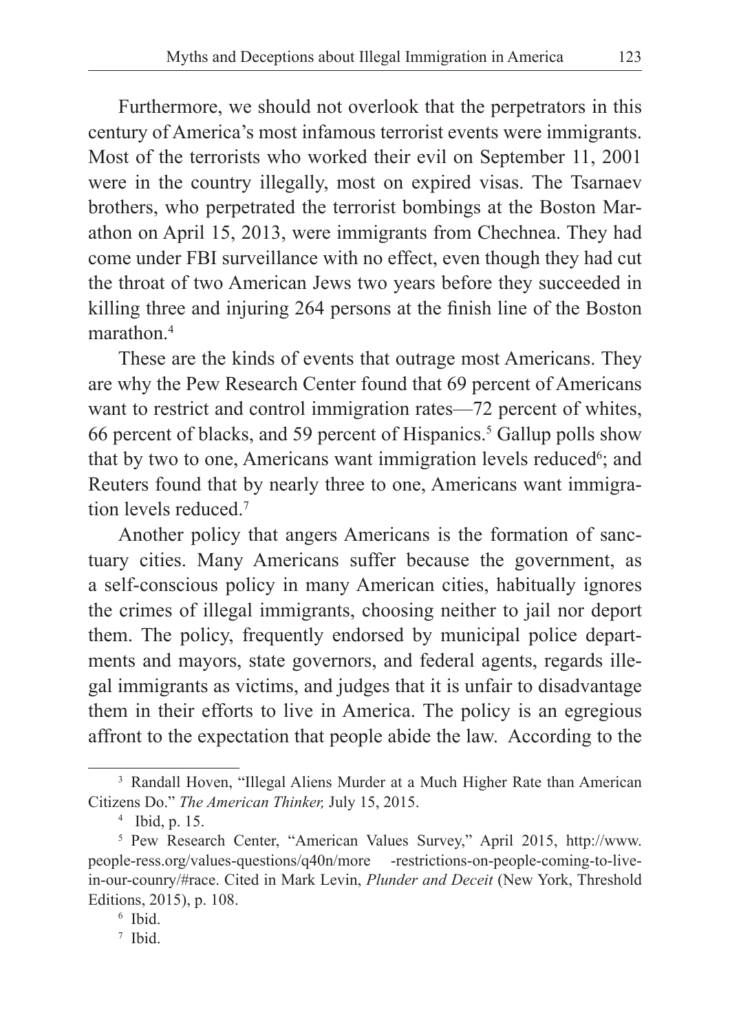Furthermore, we should not overlook that the perpetrators in this century of America's most infamous terrorist events were immigrants. Most of the terrorists who worked their evil on September 11, 2001 were in the country illegally, most on expired visas. The Tsarnaev brothers, who perpetrated the terrorist bombings at the Boston Marathon on April 15, 2013, were immigrants from Chechnea. They had come under FBI surveillance with no effect, even though they had cut the throat of two American Jews two years before they succeeded in killing three and injuring 264 persons at the finish line of the Boston marathon.[4]

These are the kinds of events that outrage most Americans. They are why the Pew Research Center found that 69 percent of Americans want to restrict and control immigration rates—72 percent of whites, 66 percent of blacks, and 59 percent of Hispanics.[5] Gallup polls show that by two to one, Americans want immigration levels reduced[6]; and Reuters found that by nearly three to one, Americans want immigration levels reduced.[7]

Another policy that angers Americans is the formation of sanctuary cities. Many Americans suffer because the government, as a self-conscious policy in many American cities, habitually ignores the crimes of illegal immigrants, choosing neither to jail nor deport them. The policy, frequently endorsed by municipal police departments and mayors, state governors, and federal agents, regards illegal immigrants as victims, and judges that it is unfair to disadvantage them in their efforts to live in America. The policy is an egregious affront to the expectation that people abide the law. According to the

---

[3] Randall Hoven, "Illegal Aliens Murder at a Much Higher Rate than American Citizens Do." *The American Thinker,* July 15, 2015.

[4] Ibid, p. 15.

[5] Pew Research Center, "American Values Survey," April 2015, http://www.people-ress.org/values-questions/q40n/more -restrictions-on-people-coming-to-live-in-our-counry/#race. Cited in Mark Levin, *Plunder and Deceit* (New York, Threshold Editions, 2015), p. 108.

[6] Ibid.

[7] Ibid.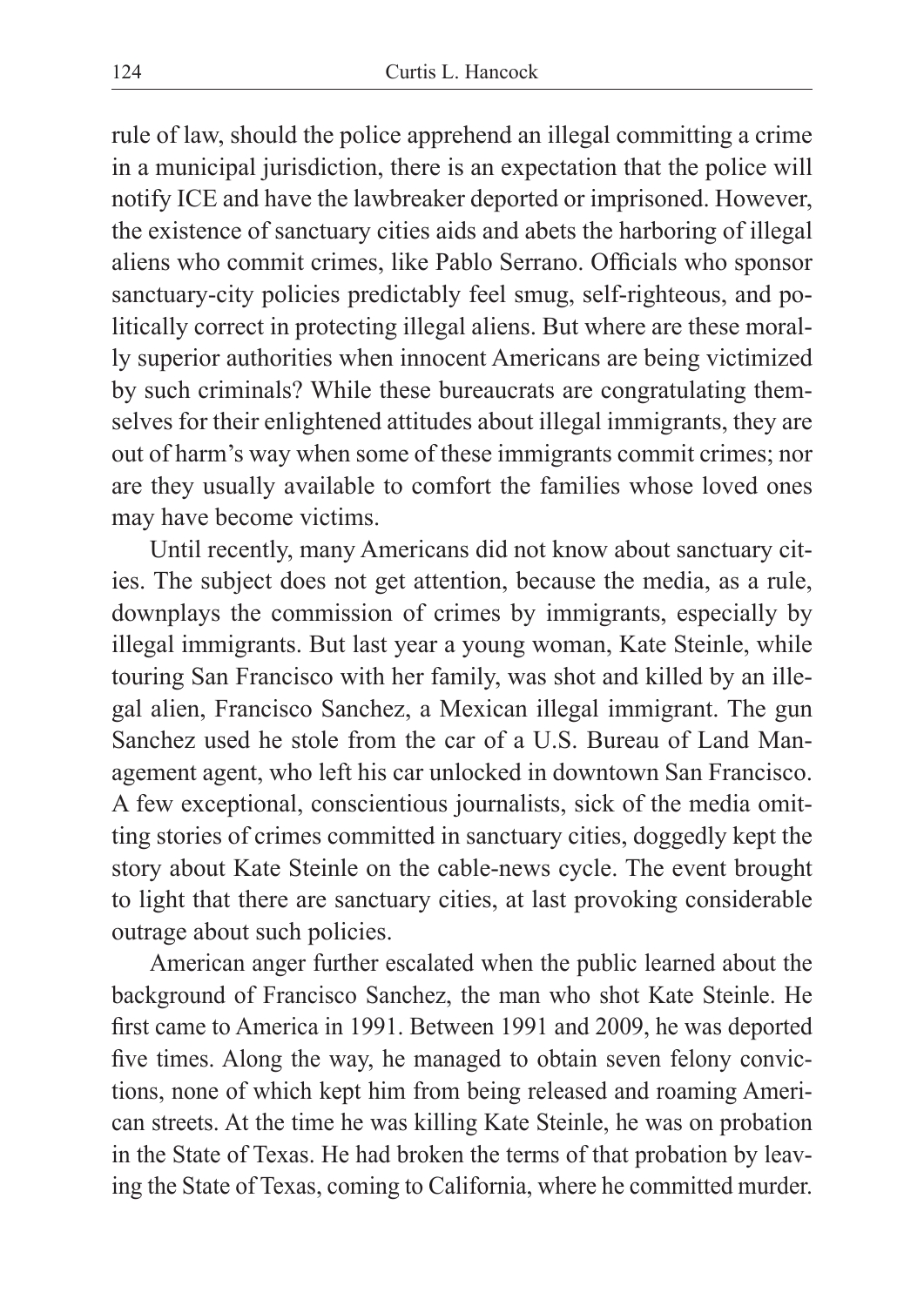rule of law, should the police apprehend an illegal committing a crime in a municipal jurisdiction, there is an expectation that the police will notify ICE and have the lawbreaker deported or imprisoned. However, the existence of sanctuary cities aids and abets the harboring of illegal aliens who commit crimes, like Pablo Serrano. Officials who sponsor sanctuary-city policies predictably feel smug, self-righteous, and politically correct in protecting illegal aliens. But where are these morally superior authorities when innocent Americans are being victimized by such criminals? While these bureaucrats are congratulating themselves for their enlightened attitudes about illegal immigrants, they are out of harm's way when some of these immigrants commit crimes; nor are they usually available to comfort the families whose loved ones may have become victims.

Until recently, many Americans did not know about sanctuary cities. The subject does not get attention, because the media, as a rule, downplays the commission of crimes by immigrants, especially by illegal immigrants. But last year a young woman, Kate Steinle, while touring San Francisco with her family, was shot and killed by an illegal alien, Francisco Sanchez, a Mexican illegal immigrant. The gun Sanchez used he stole from the car of a U.S. Bureau of Land Management agent, who left his car unlocked in downtown San Francisco. A few exceptional, conscientious journalists, sick of the media omitting stories of crimes committed in sanctuary cities, doggedly kept the story about Kate Steinle on the cable-news cycle. The event brought to light that there are sanctuary cities, at last provoking considerable outrage about such policies.

American anger further escalated when the public learned about the background of Francisco Sanchez, the man who shot Kate Steinle. He first came to America in 1991. Between 1991 and 2009, he was deported five times. Along the way, he managed to obtain seven felony convictions, none of which kept him from being released and roaming American streets. At the time he was killing Kate Steinle, he was on probation in the State of Texas. He had broken the terms of that probation by leaving the State of Texas, coming to California, where he committed murder.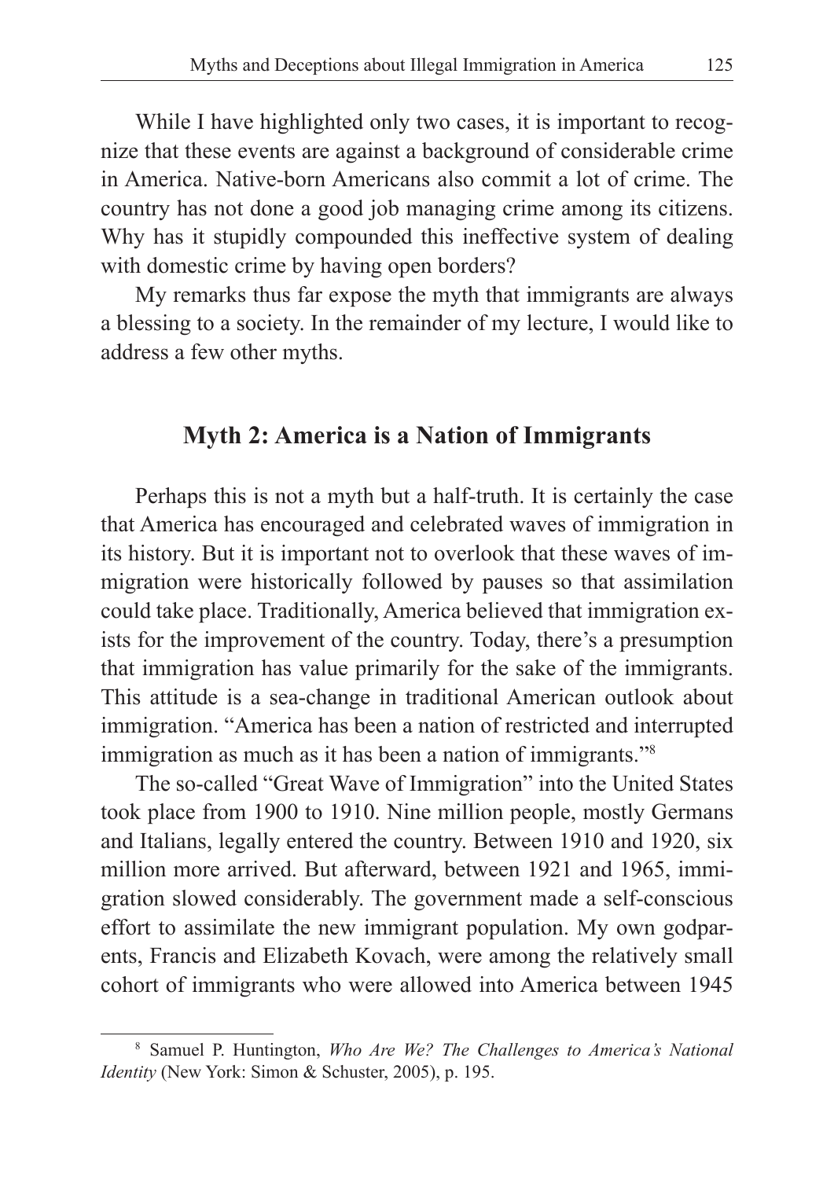While I have highlighted only two cases, it is important to recognize that these events are against a background of considerable crime in America. Native-born Americans also commit a lot of crime. The country has not done a good job managing crime among its citizens. Why has it stupidly compounded this ineffective system of dealing with domestic crime by having open borders?

My remarks thus far expose the myth that immigrants are always a blessing to a society. In the remainder of my lecture, I would like to address a few other myths.

## Myth 2: America is a Nation of Immigrants

Perhaps this is not a myth but a half-truth. It is certainly the case that America has encouraged and celebrated waves of immigration in its history. But it is important not to overlook that these waves of immigration were historically followed by pauses so that assimilation could take place. Traditionally, America believed that immigration exists for the improvement of the country. Today, there's a presumption that immigration has value primarily for the sake of the immigrants. This attitude is a sea-change in traditional American outlook about immigration. "America has been a nation of restricted and interrupted immigration as much as it has been a nation of immigrants."[8]

The so-called "Great Wave of Immigration" into the United States took place from 1900 to 1910. Nine million people, mostly Germans and Italians, legally entered the country. Between 1910 and 1920, six million more arrived. But afterward, between 1921 and 1965, immigration slowed considerably. The government made a self-conscious effort to assimilate the new immigrant population. My own godparents, Francis and Elizabeth Kovach, were among the relatively small cohort of immigrants who were allowed into America between 1945

---

[8] Samuel P. Huntington, *Who Are We? The Challenges to America's National Identity* (New York: Simon & Schuster, 2005), p. 195.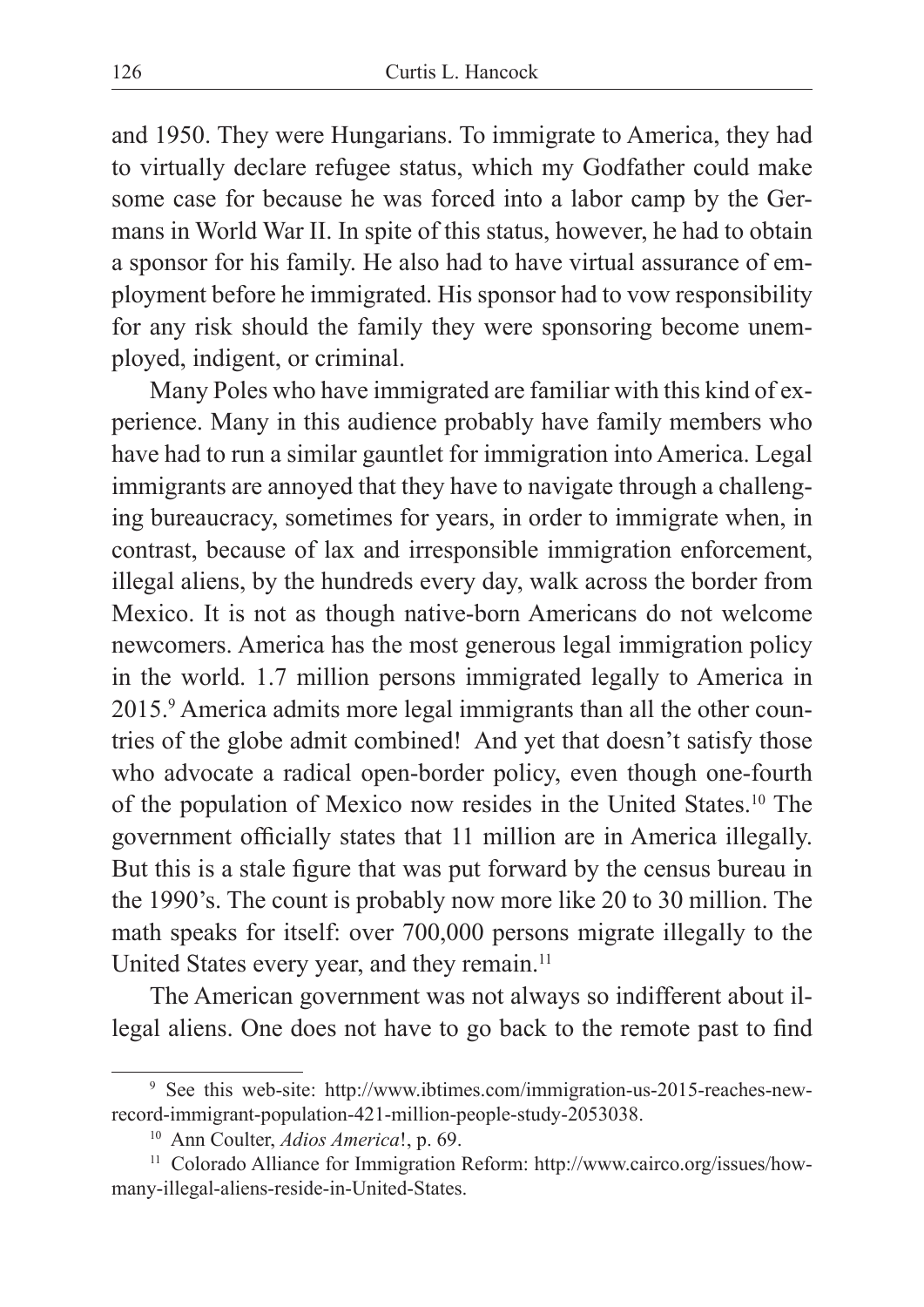and 1950. They were Hungarians. To immigrate to America, they had to virtually declare refugee status, which my Godfather could make some case for because he was forced into a labor camp by the Germans in World War II. In spite of this status, however, he had to obtain a sponsor for his family. He also had to have virtual assurance of employment before he immigrated. His sponsor had to vow responsibility for any risk should the family they were sponsoring become unemployed, indigent, or criminal.

Many Poles who have immigrated are familiar with this kind of experience. Many in this audience probably have family members who have had to run a similar gauntlet for immigration into America. Legal immigrants are annoyed that they have to navigate through a challenging bureaucracy, sometimes for years, in order to immigrate when, in contrast, because of lax and irresponsible immigration enforcement, illegal aliens, by the hundreds every day, walk across the border from Mexico. It is not as though native-born Americans do not welcome newcomers. America has the most generous legal immigration policy in the world. 1.7 million persons immigrated legally to America in 2015.[9] America admits more legal immigrants than all the other countries of the globe admit combined! And yet that doesn't satisfy those who advocate a radical open-border policy, even though one-fourth of the population of Mexico now resides in the United States.[10] The government officially states that 11 million are in America illegally. But this is a stale figure that was put forward by the census bureau in the 1990's. The count is probably now more like 20 to 30 million. The math speaks for itself: over 700,000 persons migrate illegally to the United States every year, and they remain.[11]

The American government was not always so indifferent about illegal aliens. One does not have to go back to the remote past to find

---

[9] See this web-site: http://www.ibtimes.com/immigration-us-2015-reaches-new-record-immigrant-population-421-million-people-study-2053038.

[10] Ann Coulter, *Adios America*!, p. 69.

[11] Colorado Alliance for Immigration Reform: http://www.cairco.org/issues/how-many-illegal-aliens-reside-in-United-States.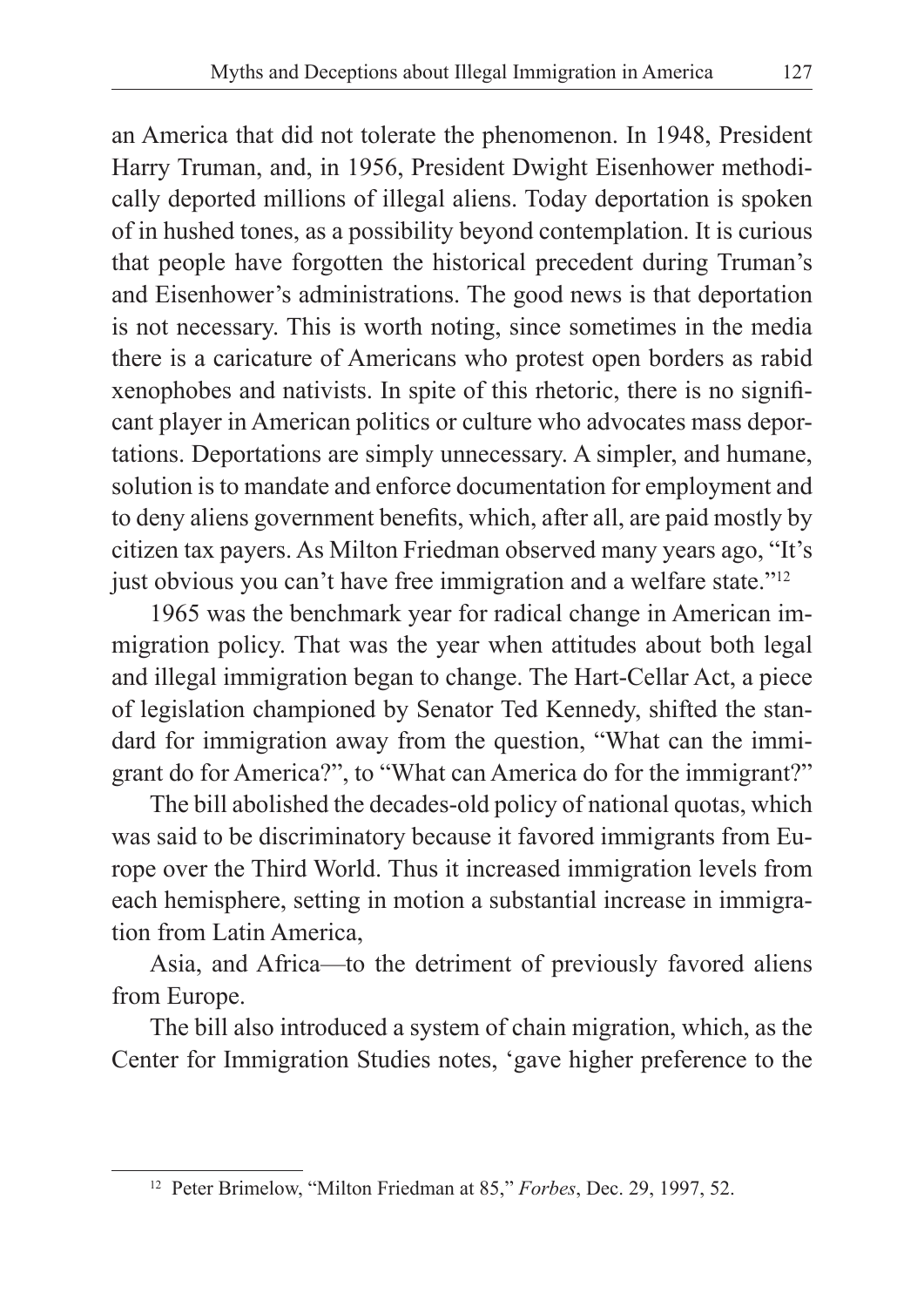an America that did not tolerate the phenomenon. In 1948, President Harry Truman, and, in 1956, President Dwight Eisenhower methodically deported millions of illegal aliens. Today deportation is spoken of in hushed tones, as a possibility beyond contemplation. It is curious that people have forgotten the historical precedent during Truman's and Eisenhower's administrations. The good news is that deportation is not necessary. This is worth noting, since sometimes in the media there is a caricature of Americans who protest open borders as rabid xenophobes and nativists. In spite of this rhetoric, there is no significant player in American politics or culture who advocates mass deportations. Deportations are simply unnecessary. A simpler, and humane, solution is to mandate and enforce documentation for employment and to deny aliens government benefits, which, after all, are paid mostly by citizen tax payers. As Milton Friedman observed many years ago, "It's just obvious you can't have free immigration and a welfare state."[12]

1965 was the benchmark year for radical change in American immigration policy. That was the year when attitudes about both legal and illegal immigration began to change. The Hart-Cellar Act, a piece of legislation championed by Senator Ted Kennedy, shifted the standard for immigration away from the question, "What can the immigrant do for America?", to "What can America do for the immigrant?"

The bill abolished the decades-old policy of national quotas, which was said to be discriminatory because it favored immigrants from Europe over the Third World. Thus it increased immigration levels from each hemisphere, setting in motion a substantial increase in immigration from Latin America,

Asia, and Africa—to the detriment of previously favored aliens from Europe.

The bill also introduced a system of chain migration, which, as the Center for Immigration Studies notes, 'gave higher preference to the

---

[12] Peter Brimelow, "Milton Friedman at 85," *Forbes*, Dec. 29, 1997, 52.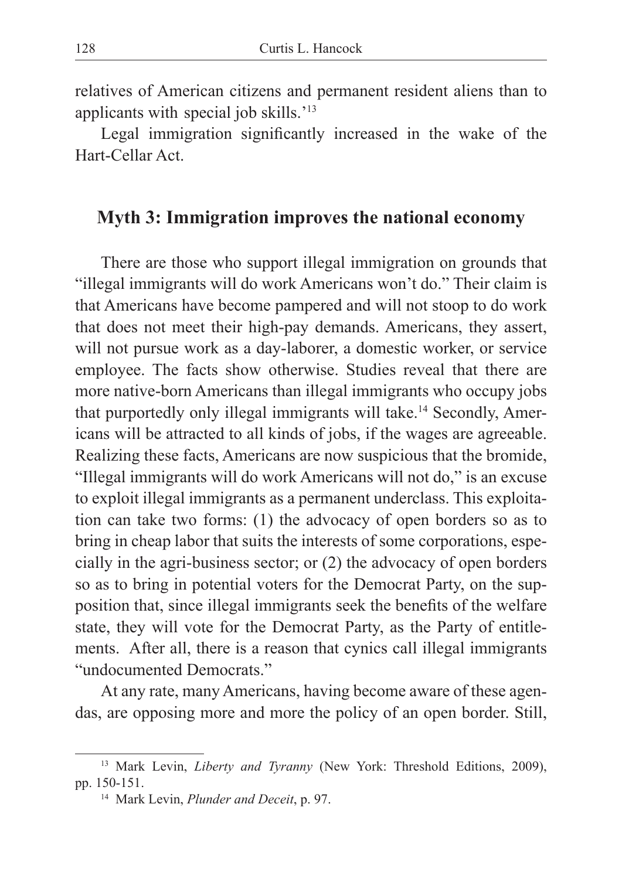relatives of American citizens and permanent resident aliens than to applicants with special job skills.'[13]

Legal immigration significantly increased in the wake of the Hart-Cellar Act.

## Myth 3: Immigration improves the national economy

There are those who support illegal immigration on grounds that "illegal immigrants will do work Americans won't do." Their claim is that Americans have become pampered and will not stoop to do work that does not meet their high-pay demands. Americans, they assert, will not pursue work as a day-laborer, a domestic worker, or service employee. The facts show otherwise. Studies reveal that there are more native-born Americans than illegal immigrants who occupy jobs that purportedly only illegal immigrants will take.[14] Secondly, Americans will be attracted to all kinds of jobs, if the wages are agreeable. Realizing these facts, Americans are now suspicious that the bromide, "Illegal immigrants will do work Americans will not do," is an excuse to exploit illegal immigrants as a permanent underclass. This exploitation can take two forms: (1) the advocacy of open borders so as to bring in cheap labor that suits the interests of some corporations, especially in the agri-business sector; or (2) the advocacy of open borders so as to bring in potential voters for the Democrat Party, on the supposition that, since illegal immigrants seek the benefits of the welfare state, they will vote for the Democrat Party, as the Party of entitlements. After all, there is a reason that cynics call illegal immigrants "undocumented Democrats."

At any rate, many Americans, having become aware of these agendas, are opposing more and more the policy of an open border. Still,

---

[13] Mark Levin, *Liberty and Tyranny* (New York: Threshold Editions, 2009), pp. 150-151.

[14] Mark Levin, *Plunder and Deceit*, p. 97.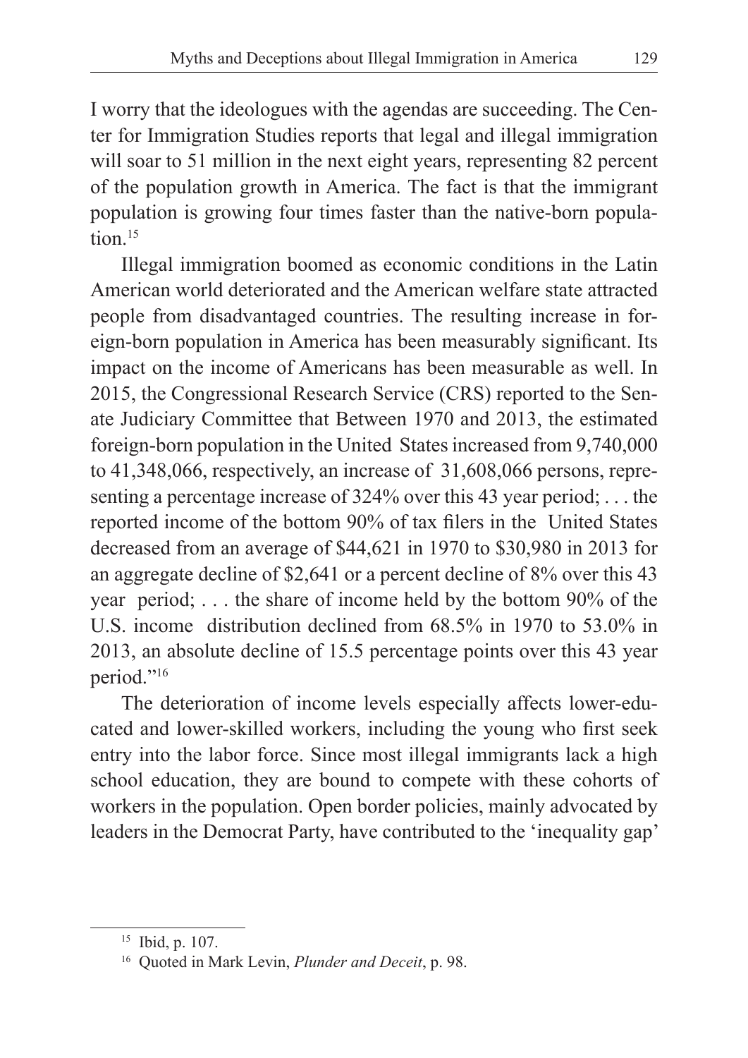I worry that the ideologues with the agendas are succeeding. The Center for Immigration Studies reports that legal and illegal immigration will soar to 51 million in the next eight years, representing 82 percent of the population growth in America. The fact is that the immigrant population is growing four times faster than the native-born population.[15]

Illegal immigration boomed as economic conditions in the Latin American world deteriorated and the American welfare state attracted people from disadvantaged countries. The resulting increase in foreign-born population in America has been measurably significant. Its impact on the income of Americans has been measurable as well. In 2015, the Congressional Research Service (CRS) reported to the Senate Judiciary Committee that Between 1970 and 2013, the estimated foreign-born population in the United States increased from 9,740,000 to 41,348,066, respectively, an increase of 31,608,066 persons, representing a percentage increase of 324% over this 43 year period; . . . the reported income of the bottom 90% of tax filers in the United States decreased from an average of $44,621 in 1970 to $30,980 in 2013 for an aggregate decline of $2,641 or a percent decline of 8% over this 43 year period; . . . the share of income held by the bottom 90% of the U.S. income distribution declined from 68.5% in 1970 to 53.0% in 2013, an absolute decline of 15.5 percentage points over this 43 year period."[16]

The deterioration of income levels especially affects lower-educated and lower-skilled workers, including the young who first seek entry into the labor force. Since most illegal immigrants lack a high school education, they are bound to compete with these cohorts of workers in the population. Open border policies, mainly advocated by leaders in the Democrat Party, have contributed to the 'inequality gap'

---

[15] Ibid, p. 107.

[16] Quoted in Mark Levin, *Plunder and Deceit*, p. 98.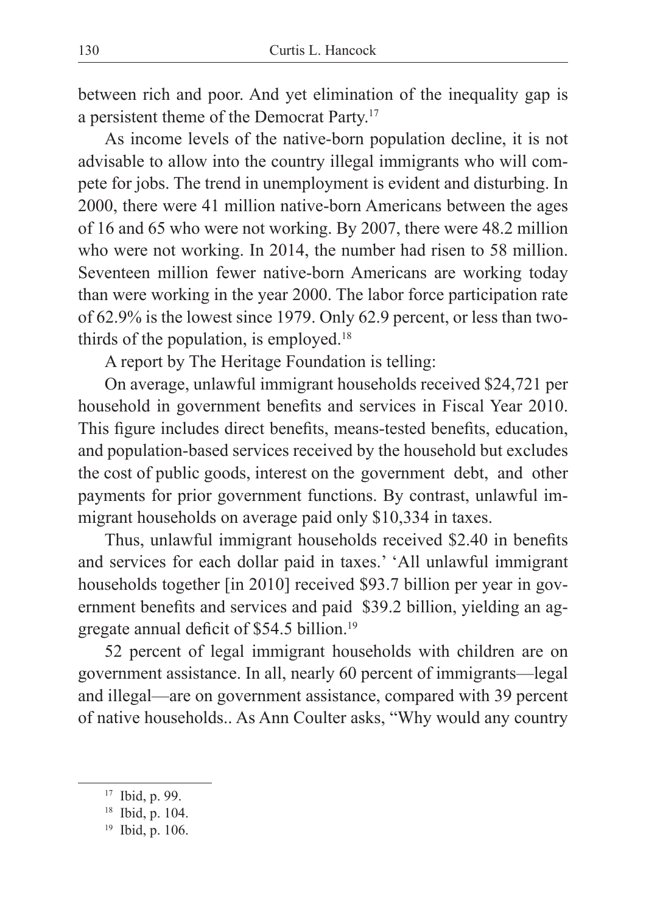between rich and poor. And yet elimination of the inequality gap is a persistent theme of the Democrat Party.[17]

As income levels of the native-born population decline, it is not advisable to allow into the country illegal immigrants who will compete for jobs. The trend in unemployment is evident and disturbing. In 2000, there were 41 million native-born Americans between the ages of 16 and 65 who were not working. By 2007, there were 48.2 million who were not working. In 2014, the number had risen to 58 million. Seventeen million fewer native-born Americans are working today than were working in the year 2000. The labor force participation rate of 62.9% is the lowest since 1979. Only 62.9 percent, or less than two-thirds of the population, is employed.[18]

A report by The Heritage Foundation is telling:

On average, unlawful immigrant households received $24,721 per household in government benefits and services in Fiscal Year 2010. This figure includes direct benefits, means-tested benefits, education, and population-based services received by the household but excludes the cost of public goods, interest on the government debt, and other payments for prior government functions. By contrast, unlawful immigrant households on average paid only $10,334 in taxes.

Thus, unlawful immigrant households received $2.40 in benefits and services for each dollar paid in taxes.' 'All unlawful immigrant households together [in 2010] received $93.7 billion per year in government benefits and services and paid $39.2 billion, yielding an aggregate annual deficit of $54.5 billion.[19]

52 percent of legal immigrant households with children are on government assistance. In all, nearly 60 percent of immigrants—legal and illegal—are on government assistance, compared with 39 percent of native households.. As Ann Coulter asks, "Why would any country

---

[17] Ibid, p. 99.

[18] Ibid, p. 104.

[19] Ibid, p. 106.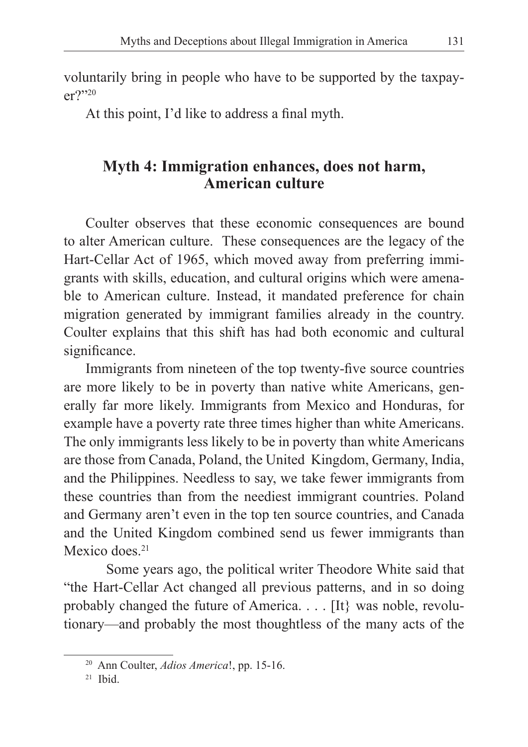voluntarily bring in people who have to be supported by the taxpayer?"[20]

At this point, I'd like to address a final myth.

## Myth 4: Immigration enhances, does not harm, American culture

Coulter observes that these economic consequences are bound to alter American culture. These consequences are the legacy of the Hart-Cellar Act of 1965, which moved away from preferring immigrants with skills, education, and cultural origins which were amenable to American culture. Instead, it mandated preference for chain migration generated by immigrant families already in the country. Coulter explains that this shift has had both economic and cultural significance.

Immigrants from nineteen of the top twenty-five source countries are more likely to be in poverty than native white Americans, generally far more likely. Immigrants from Mexico and Honduras, for example have a poverty rate three times higher than white Americans. The only immigrants less likely to be in poverty than white Americans are those from Canada, Poland, the United Kingdom, Germany, India, and the Philippines. Needless to say, we take fewer immigrants from these countries than from the neediest immigrant countries. Poland and Germany aren't even in the top ten source countries, and Canada and the United Kingdom combined send us fewer immigrants than Mexico does.[21]

Some years ago, the political writer Theodore White said that "the Hart-Cellar Act changed all previous patterns, and in so doing probably changed the future of America. . . . [It} was noble, revolutionary—and probably the most thoughtless of the many acts of the

---

[20] Ann Coulter, *Adios America*!, pp. 15-16.

[21] Ibid.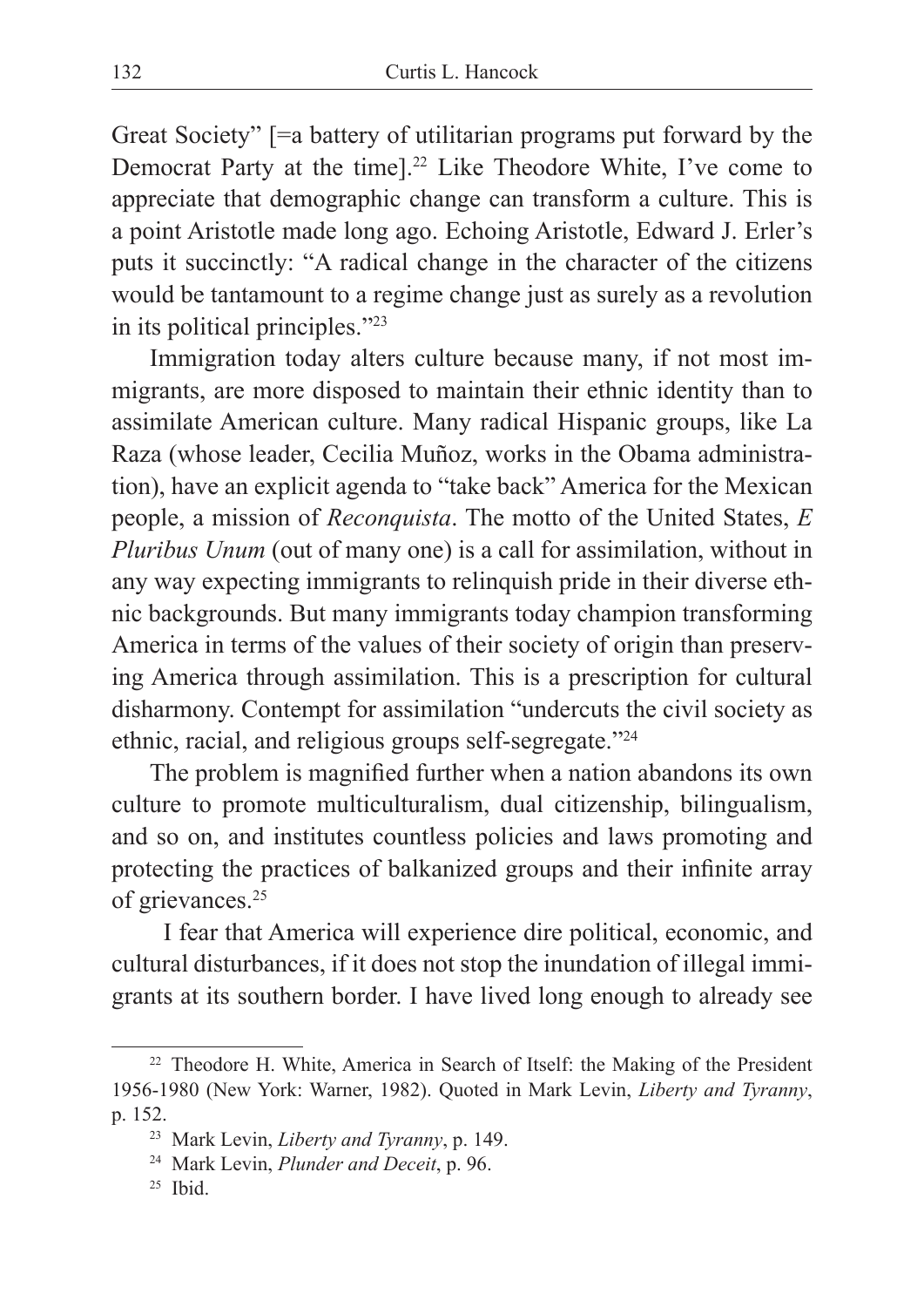Great Society" [=a battery of utilitarian programs put forward by the Democrat Party at the time].[22] Like Theodore White, I've come to appreciate that demographic change can transform a culture. This is a point Aristotle made long ago. Echoing Aristotle, Edward J. Erler's puts it succinctly: "A radical change in the character of the citizens would be tantamount to a regime change just as surely as a revolution in its political principles."[23]

Immigration today alters culture because many, if not most immigrants, are more disposed to maintain their ethnic identity than to assimilate American culture. Many radical Hispanic groups, like La Raza (whose leader, Cecilia Muñoz, works in the Obama administration), have an explicit agenda to "take back" America for the Mexican people, a mission of *Reconquista*. The motto of the United States, *E Pluribus Unum* (out of many one) is a call for assimilation, without in any way expecting immigrants to relinquish pride in their diverse ethnic backgrounds. But many immigrants today champion transforming America in terms of the values of their society of origin than preserving America through assimilation. This is a prescription for cultural disharmony. Contempt for assimilation "undercuts the civil society as ethnic, racial, and religious groups self-segregate."[24]

The problem is magnified further when a nation abandons its own culture to promote multiculturalism, dual citizenship, bilingualism, and so on, and institutes countless policies and laws promoting and protecting the practices of balkanized groups and their infinite array of grievances.[25]

I fear that America will experience dire political, economic, and cultural disturbances, if it does not stop the inundation of illegal immigrants at its southern border. I have lived long enough to already see

---

[22] Theodore H. White, America in Search of Itself: the Making of the President 1956-1980 (New York: Warner, 1982). Quoted in Mark Levin, *Liberty and Tyranny*, p. 152.

[23] Mark Levin, *Liberty and Tyranny*, p. 149.

[24] Mark Levin, *Plunder and Deceit*, p. 96.

[25] Ibid.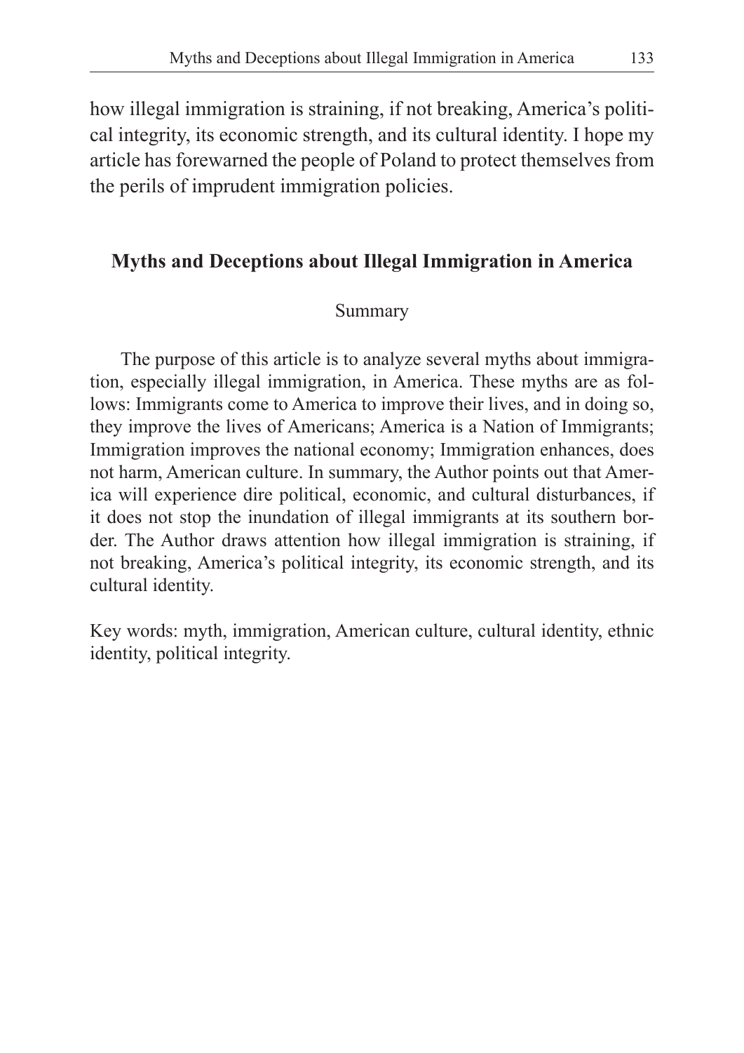how illegal immigration is straining, if not breaking, America's political integrity, its economic strength, and its cultural identity. I hope my article has forewarned the people of Poland to protect themselves from the perils of imprudent immigration policies.

## Myths and Deceptions about Illegal Immigration in America

Summary

The purpose of this article is to analyze several myths about immigration, especially illegal immigration, in America. These myths are as follows: Immigrants come to America to improve their lives, and in doing so, they improve the lives of Americans; America is a Nation of Immigrants; Immigration improves the national economy; Immigration enhances, does not harm, American culture. In summary, the Author points out that America will experience dire political, economic, and cultural disturbances, if it does not stop the inundation of illegal immigrants at its southern border. The Author draws attention how illegal immigration is straining, if not breaking, America's political integrity, its economic strength, and its cultural identity.

Key words: myth, immigration, American culture, cultural identity, ethnic identity, political integrity.